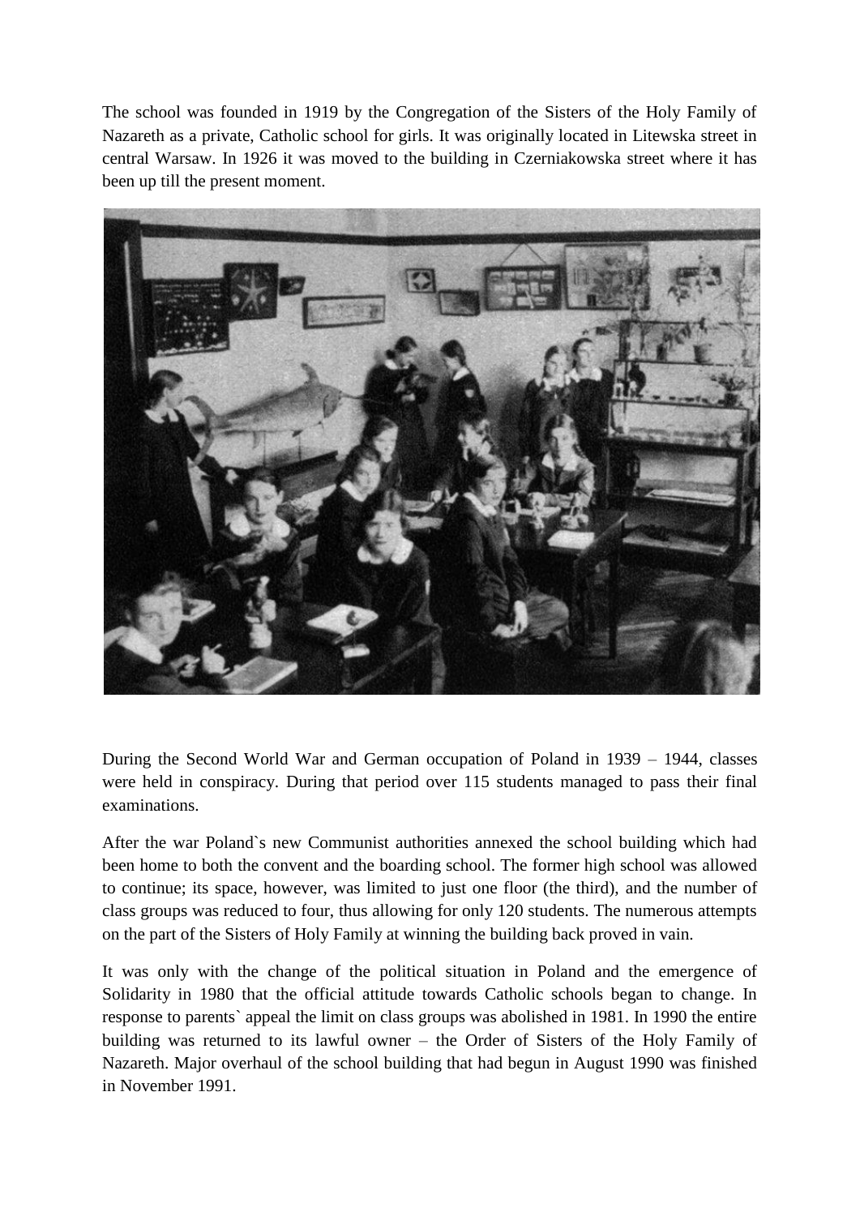The school was founded in 1919 by the Congregation of the Sisters of the Holy Family of Nazareth as a private, Catholic school for girls. It was originally located in Litewska street in central Warsaw. In 1926 it was moved to the building in Czerniakowska street where it has been up till the present moment.

During the Second World War and German occupation of Poland in 1939 – 1944, classes were held in conspiracy. During that period over 115 students managed to pass their final examinations.

After the war Poland`s new Communist authorities annexed the school building which had been home to both the convent and the boarding school. The former high school was allowed to continue; its space, however, was limited to just one floor (the third), and the number of class groups was reduced to four, thus allowing for only 120 students. The numerous attempts on the part of the Sisters of Holy Family at winning the building back proved in vain.

It was only with the change of the political situation in Poland and the emergence of Solidarity in 1980 that the official attitude towards Catholic schools began to change. In response to parents` appeal the limit on class groups was abolished in 1981. In 1990 the entire building was returned to its lawful owner – the Order of Sisters of the Holy Family of Nazareth. Major overhaul of the school building that had begun in August 1990 was finished in November 1991.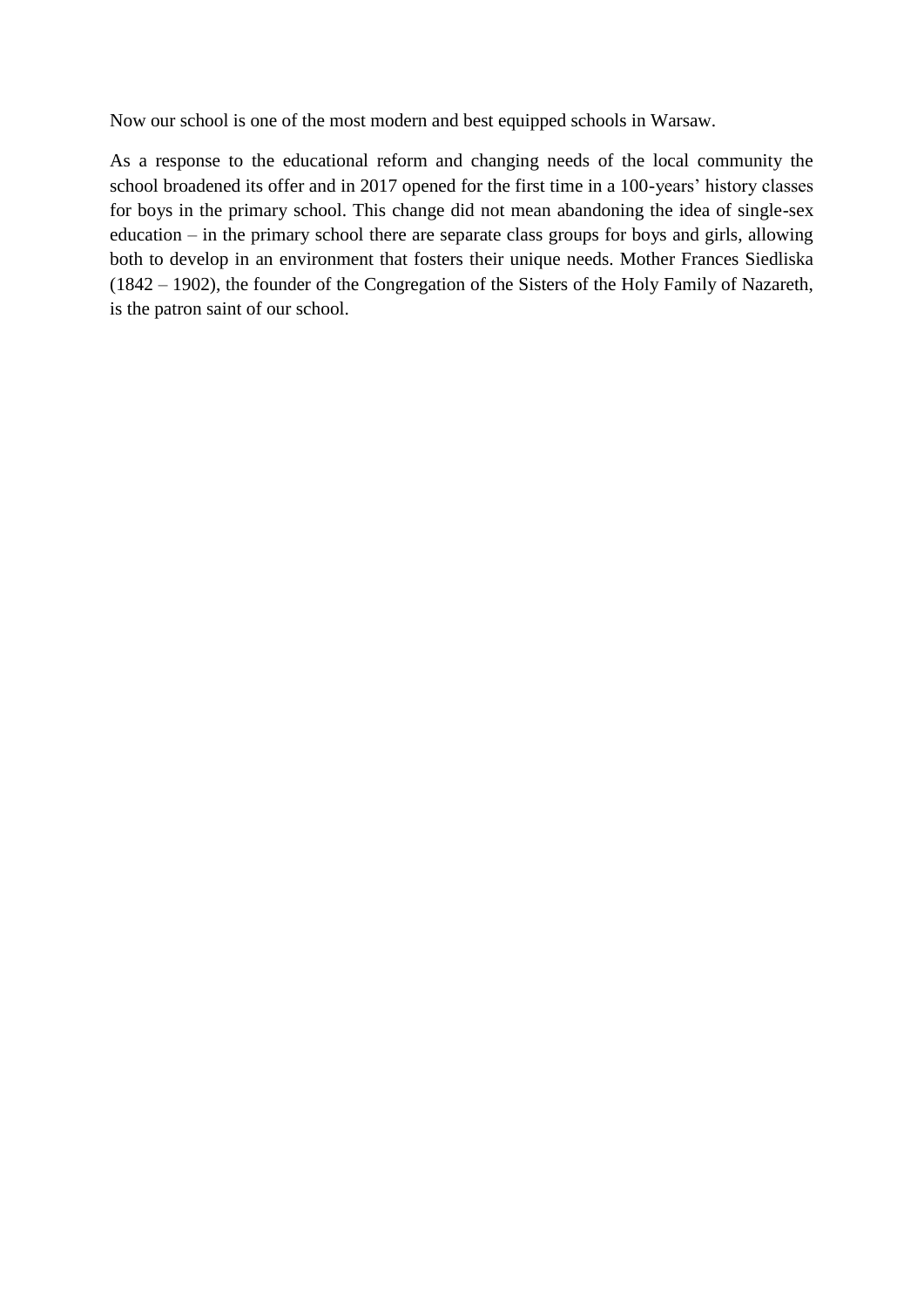Now our school is one of the most modern and best equipped schools in Warsaw.

As a response to the educational reform and changing needs of the local community the school broadened its offer and in 2017 opened for the first time in a 100-years' history classes for boys in the primary school. This change did not mean abandoning the idea of single-sex education – in the primary school there are separate class groups for boys and girls, allowing both to develop in an environment that fosters their unique needs. Mother Frances Siedliska (1842 – 1902), the founder of the Congregation of the Sisters of the Holy Family of Nazareth, is the patron saint of our school.